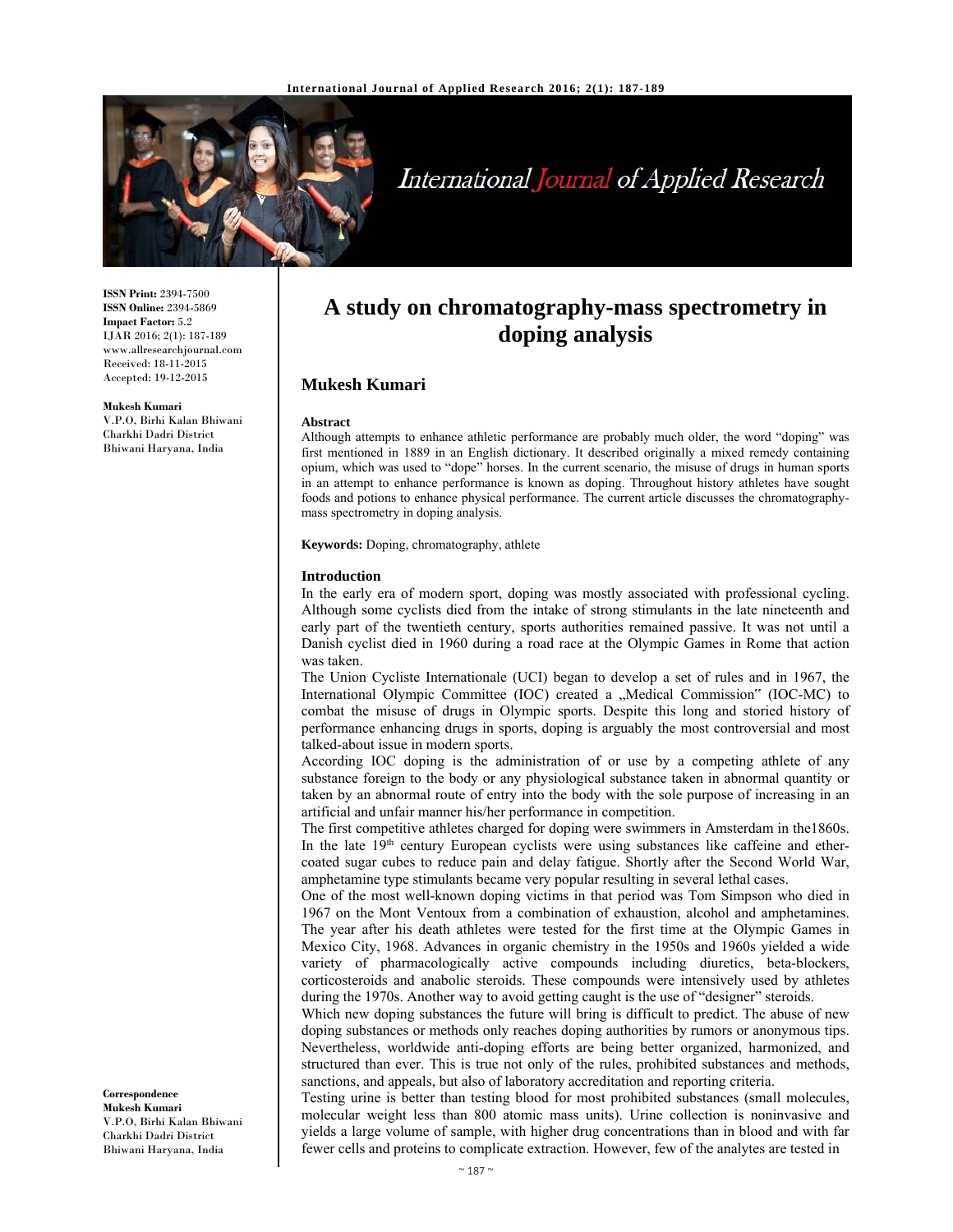**ISSN Print:** 2394-7500
**ISSN Online:** 2394-5869
**Impact Factor:** 5.2
IJAR 2016; 2(1): 187-189
www.allresearchjournal.com
Received: 18-11-2015
Accepted: 19-12-2015

**Mukesh Kumari**
V.P.O, Birhi Kalan Bhiwani
Charkhi Dadri District
Bhiwani Haryana, India

**Correspondence**
**Mukesh Kumari**
V.P.O, Birhi Kalan Bhiwani
Charkhi Dadri District
Bhiwani Haryana, India

# A study on chromatography-mass spectrometry in doping analysis

## Mukesh Kumari

**Abstract**

Although attempts to enhance athletic performance are probably much older, the word "doping" was first mentioned in 1889 in an English dictionary. It described originally a mixed remedy containing opium, which was used to "dope" horses. In the current scenario, the misuse of drugs in human sports in an attempt to enhance performance is known as doping. Throughout history athletes have sought foods and potions to enhance physical performance. The current article discusses the chromatography-mass spectrometry in doping analysis.

**Keywords:** Doping, chromatography, athlete

## Introduction

In the early era of modern sport, doping was mostly associated with professional cycling. Although some cyclists died from the intake of strong stimulants in the late nineteenth and early part of the twentieth century, sports authorities remained passive. It was not until a Danish cyclist died in 1960 during a road race at the Olympic Games in Rome that action was taken.

The Union Cycliste Internationale (UCI) began to develop a set of rules and in 1967, the International Olympic Committee (IOC) created a „Medical Commission" (IOC-MC) to combat the misuse of drugs in Olympic sports. Despite this long and storied history of performance enhancing drugs in sports, doping is arguably the most controversial and most talked-about issue in modern sports.

According IOC doping is the administration of or use by a competing athlete of any substance foreign to the body or any physiological substance taken in abnormal quantity or taken by an abnormal route of entry into the body with the sole purpose of increasing in an artificial and unfair manner his/her performance in competition.

The first competitive athletes charged for doping were swimmers in Amsterdam in the1860s. In the late 19th century European cyclists were using substances like caffeine and ether-coated sugar cubes to reduce pain and delay fatigue. Shortly after the Second World War, amphetamine type stimulants became very popular resulting in several lethal cases.

One of the most well-known doping victims in that period was Tom Simpson who died in 1967 on the Mont Ventoux from a combination of exhaustion, alcohol and amphetamines. The year after his death athletes were tested for the first time at the Olympic Games in Mexico City, 1968. Advances in organic chemistry in the 1950s and 1960s yielded a wide variety of pharmacologically active compounds including diuretics, beta-blockers, corticosteroids and anabolic steroids. These compounds were intensively used by athletes during the 1970s. Another way to avoid getting caught is the use of "designer" steroids.

Which new doping substances the future will bring is difficult to predict. The abuse of new doping substances or methods only reaches doping authorities by rumors or anonymous tips. Nevertheless, worldwide anti-doping efforts are being better organized, harmonized, and structured than ever. This is true not only of the rules, prohibited substances and methods, sanctions, and appeals, but also of laboratory accreditation and reporting criteria.

Testing urine is better than testing blood for most prohibited substances (small molecules, molecular weight less than 800 atomic mass units). Urine collection is noninvasive and yields a large volume of sample, with higher drug concentrations than in blood and with far fewer cells and proteins to complicate extraction. However, few of the analytes are tested in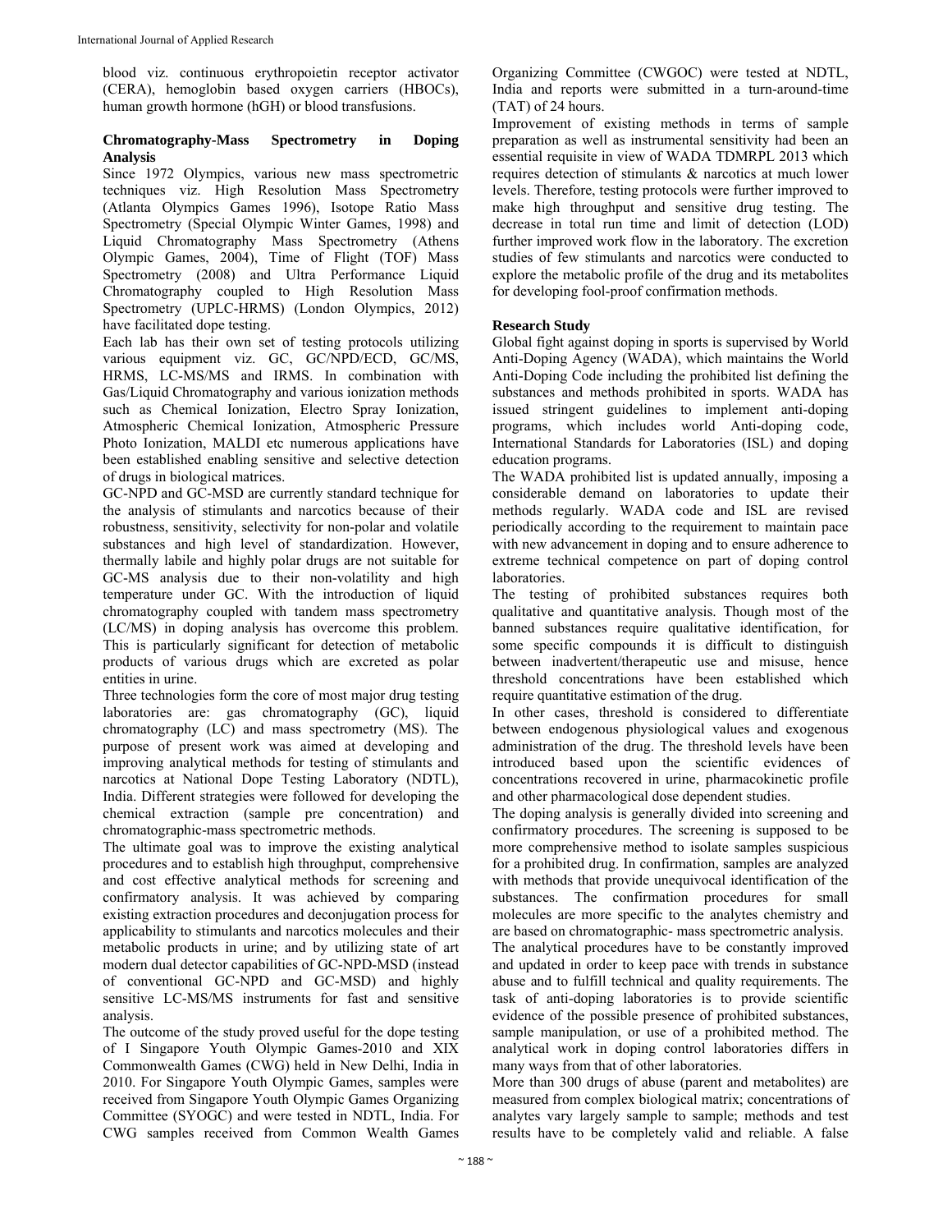blood viz. continuous erythropoietin receptor activator (CERA), hemoglobin based oxygen carriers (HBOCs), human growth hormone (hGH) or blood transfusions.

## Chromatography-Mass Spectrometry in Doping Analysis

Since 1972 Olympics, various new mass spectrometric techniques viz. High Resolution Mass Spectrometry (Atlanta Olympics Games 1996), Isotope Ratio Mass Spectrometry (Special Olympic Winter Games, 1998) and Liquid Chromatography Mass Spectrometry (Athens Olympic Games, 2004), Time of Flight (TOF) Mass Spectrometry (2008) and Ultra Performance Liquid Chromatography coupled to High Resolution Mass Spectrometry (UPLC-HRMS) (London Olympics, 2012) have facilitated dope testing.

Each lab has their own set of testing protocols utilizing various equipment viz. GC, GC/NPD/ECD, GC/MS, HRMS, LC-MS/MS and IRMS. In combination with Gas/Liquid Chromatography and various ionization methods such as Chemical Ionization, Electro Spray Ionization, Atmospheric Chemical Ionization, Atmospheric Pressure Photo Ionization, MALDI etc numerous applications have been established enabling sensitive and selective detection of drugs in biological matrices.

GC-NPD and GC-MSD are currently standard technique for the analysis of stimulants and narcotics because of their robustness, sensitivity, selectivity for non-polar and volatile substances and high level of standardization. However, thermally labile and highly polar drugs are not suitable for GC-MS analysis due to their non-volatility and high temperature under GC. With the introduction of liquid chromatography coupled with tandem mass spectrometry (LC/MS) in doping analysis has overcome this problem. This is particularly significant for detection of metabolic products of various drugs which are excreted as polar entities in urine.

Three technologies form the core of most major drug testing laboratories are: gas chromatography (GC), liquid chromatography (LC) and mass spectrometry (MS). The purpose of present work was aimed at developing and improving analytical methods for testing of stimulants and narcotics at National Dope Testing Laboratory (NDTL), India. Different strategies were followed for developing the chemical extraction (sample pre concentration) and chromatographic-mass spectrometric methods.

The ultimate goal was to improve the existing analytical procedures and to establish high throughput, comprehensive and cost effective analytical methods for screening and confirmatory analysis. It was achieved by comparing existing extraction procedures and deconjugation process for applicability to stimulants and narcotics molecules and their metabolic products in urine; and by utilizing state of art modern dual detector capabilities of GC-NPD-MSD (instead of conventional GC-NPD and GC-MSD) and highly sensitive LC-MS/MS instruments for fast and sensitive analysis.

The outcome of the study proved useful for the dope testing of I Singapore Youth Olympic Games-2010 and XIX Commonwealth Games (CWG) held in New Delhi, India in 2010. For Singapore Youth Olympic Games, samples were received from Singapore Youth Olympic Games Organizing Committee (SYOGC) and were tested in NDTL, India. For CWG samples received from Common Wealth Games Organizing Committee (CWGOC) were tested at NDTL, India and reports were submitted in a turn-around-time (TAT) of 24 hours.

Improvement of existing methods in terms of sample preparation as well as instrumental sensitivity had been an essential requisite in view of WADA TDMRPL 2013 which requires detection of stimulants & narcotics at much lower levels. Therefore, testing protocols were further improved to make high throughput and sensitive drug testing. The decrease in total run time and limit of detection (LOD) further improved work flow in the laboratory. The excretion studies of few stimulants and narcotics were conducted to explore the metabolic profile of the drug and its metabolites for developing fool-proof confirmation methods.

## Research Study

Global fight against doping in sports is supervised by World Anti-Doping Agency (WADA), which maintains the World Anti-Doping Code including the prohibited list defining the substances and methods prohibited in sports. WADA has issued stringent guidelines to implement anti-doping programs, which includes world Anti-doping code, International Standards for Laboratories (ISL) and doping education programs.

The WADA prohibited list is updated annually, imposing a considerable demand on laboratories to update their methods regularly. WADA code and ISL are revised periodically according to the requirement to maintain pace with new advancement in doping and to ensure adherence to extreme technical competence on part of doping control laboratories.

The testing of prohibited substances requires both qualitative and quantitative analysis. Though most of the banned substances require qualitative identification, for some specific compounds it is difficult to distinguish between inadvertent/therapeutic use and misuse, hence threshold concentrations have been established which require quantitative estimation of the drug.

In other cases, threshold is considered to differentiate between endogenous physiological values and exogenous administration of the drug. The threshold levels have been introduced based upon the scientific evidences of concentrations recovered in urine, pharmacokinetic profile and other pharmacological dose dependent studies.

The doping analysis is generally divided into screening and confirmatory procedures. The screening is supposed to be more comprehensive method to isolate samples suspicious for a prohibited drug. In confirmation, samples are analyzed with methods that provide unequivocal identification of the substances. The confirmation procedures for small molecules are more specific to the analytes chemistry and are based on chromatographic- mass spectrometric analysis.

The analytical procedures have to be constantly improved and updated in order to keep pace with trends in substance abuse and to fulfill technical and quality requirements. The task of anti-doping laboratories is to provide scientific evidence of the possible presence of prohibited substances, sample manipulation, or use of a prohibited method. The analytical work in doping control laboratories differs in many ways from that of other laboratories.

More than 300 drugs of abuse (parent and metabolites) are measured from complex biological matrix; concentrations of analytes vary largely sample to sample; methods and test results have to be completely valid and reliable. A false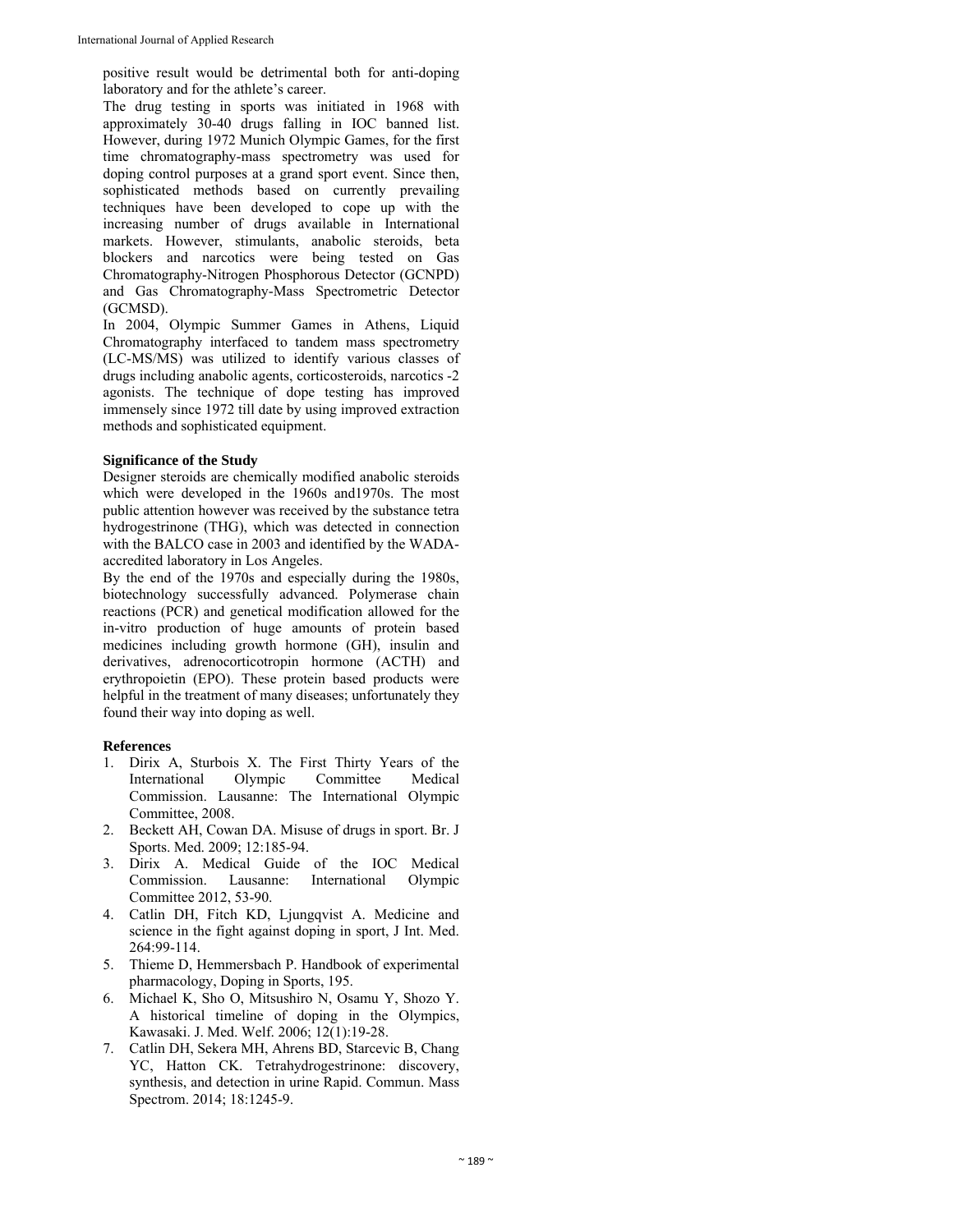positive result would be detrimental both for anti-doping laboratory and for the athlete's career.

The drug testing in sports was initiated in 1968 with approximately 30-40 drugs falling in IOC banned list. However, during 1972 Munich Olympic Games, for the first time chromatography-mass spectrometry was used for doping control purposes at a grand sport event. Since then, sophisticated methods based on currently prevailing techniques have been developed to cope up with the increasing number of drugs available in International markets. However, stimulants, anabolic steroids, beta blockers and narcotics were being tested on Gas Chromatography-Nitrogen Phosphorous Detector (GCNPD) and Gas Chromatography-Mass Spectrometric Detector (GCMSD).

In 2004, Olympic Summer Games in Athens, Liquid Chromatography interfaced to tandem mass spectrometry (LC-MS/MS) was utilized to identify various classes of drugs including anabolic agents, corticosteroids, narcotics -2 agonists. The technique of dope testing has improved immensely since 1972 till date by using improved extraction methods and sophisticated equipment.

### Significance of the Study

Designer steroids are chemically modified anabolic steroids which were developed in the 1960s and1970s. The most public attention however was received by the substance tetra hydrogestrinone (THG), which was detected in connection with the BALCO case in 2003 and identified by the WADA-accredited laboratory in Los Angeles.

By the end of the 1970s and especially during the 1980s, biotechnology successfully advanced. Polymerase chain reactions (PCR) and genetical modification allowed for the in-vitro production of huge amounts of protein based medicines including growth hormone (GH), insulin and derivatives, adrenocorticotropin hormone (ACTH) and erythropoietin (EPO). These protein based products were helpful in the treatment of many diseases; unfortunately they found their way into doping as well.

### References

1. Dirix A, Sturbois X. The First Thirty Years of the International Olympic Committee Medical Commission. Lausanne: The International Olympic Committee, 2008.
2. Beckett AH, Cowan DA. Misuse of drugs in sport. Br. J Sports. Med. 2009; 12:185-94.
3. Dirix A. Medical Guide of the IOC Medical Commission. Lausanne: International Olympic Committee 2012, 53-90.
4. Catlin DH, Fitch KD, Ljungqvist A. Medicine and science in the fight against doping in sport, J Int. Med. 264:99-114.
5. Thieme D, Hemmersbach P. Handbook of experimental pharmacology, Doping in Sports, 195.
6. Michael K, Sho O, Mitsushiro N, Osamu Y, Shozo Y. A historical timeline of doping in the Olympics, Kawasaki. J. Med. Welf. 2006; 12(1):19-28.
7. Catlin DH, Sekera MH, Ahrens BD, Starcevic B, Chang YC, Hatton CK. Tetrahydrogestrinone: discovery, synthesis, and detection in urine Rapid. Commun. Mass Spectrom. 2014; 18:1245-9.